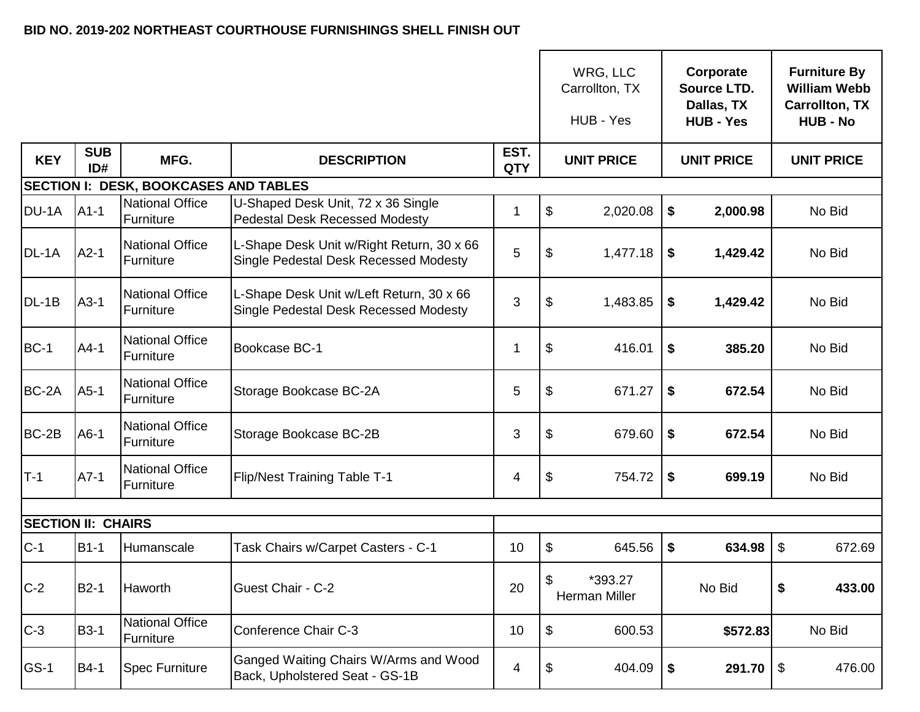**BID NO. 2019-202 NORTHEAST COURTHOUSE FURNISHINGS SHELL FINISH OUT**

| | | | | | WRG, LLC Carrollton, TX HUB - Yes | **Corporate Source LTD. Dallas, TX HUB - Yes** | **Furniture By William Webb Carrollton, TX HUB - No** |
|---|---|---|---|---|---|---|---|
| **KEY** | **SUB ID#** | **MFG.** | **DESCRIPTION** | **EST. QTY** | **UNIT PRICE** | **UNIT PRICE** | **UNIT PRICE** |
| **SECTION I: DESK, BOOKCASES AND TABLES** | | | | | | | |
| DU-1A | A1-1 | National Office Furniture | U-Shaped Desk Unit, 72 x 36 Single Pedestal Desk Recessed Modesty | 1 | $ 2,020.08 | **$ 2,000.98** | No Bid |
| DL-1A | A2-1 | National Office Furniture | L-Shape Desk Unit w/Right Return, 30 x 66 Single Pedestal Desk Recessed Modesty | 5 | $ 1,477.18 | **$ 1,429.42** | No Bid |
| DL-1B | A3-1 | National Office Furniture | L-Shape Desk Unit w/Left Return, 30 x 66 Single Pedestal Desk Recessed Modesty | 3 | $ 1,483.85 | **$ 1,429.42** | No Bid |
| BC-1 | A4-1 | National Office Furniture | Bookcase BC-1 | 1 | $ 416.01 | **$ 385.20** | No Bid |
| BC-2A | A5-1 | National Office Furniture | Storage Bookcase BC-2A | 5 | $ 671.27 | **$ 672.54** | No Bid |
| BC-2B | A6-1 | National Office Furniture | Storage Bookcase BC-2B | 3 | $ 679.60 | **$ 672.54** | No Bid |
| T-1 | A7-1 | National Office Furniture | Flip/Nest Training Table T-1 | 4 | $ 754.72 | **$ 699.19** | No Bid |
| | | | | | | | |
| **SECTION II: CHAIRS** | | | | | | | |
| C-1 | B1-1 | Humanscale | Task Chairs w/Carpet Casters - C-1 | 10 | $ 645.56 | **$ 634.98** | $ 672.69 |
| C-2 | B2-1 | Haworth | Guest Chair - C-2 | 20 | $ *393.27 Herman Miller | No Bid | **$ 433.00** |
| C-3 | B3-1 | National Office Furniture | Conference Chair C-3 | 10 | $ 600.53 | **$572.83** | No Bid |
| GS-1 | B4-1 | Spec Furniture | Ganged Waiting Chairs W/Arms and Wood Back, Upholstered Seat - GS-1B | 4 | $ 404.09 | **$ 291.70** | $ 476.00 |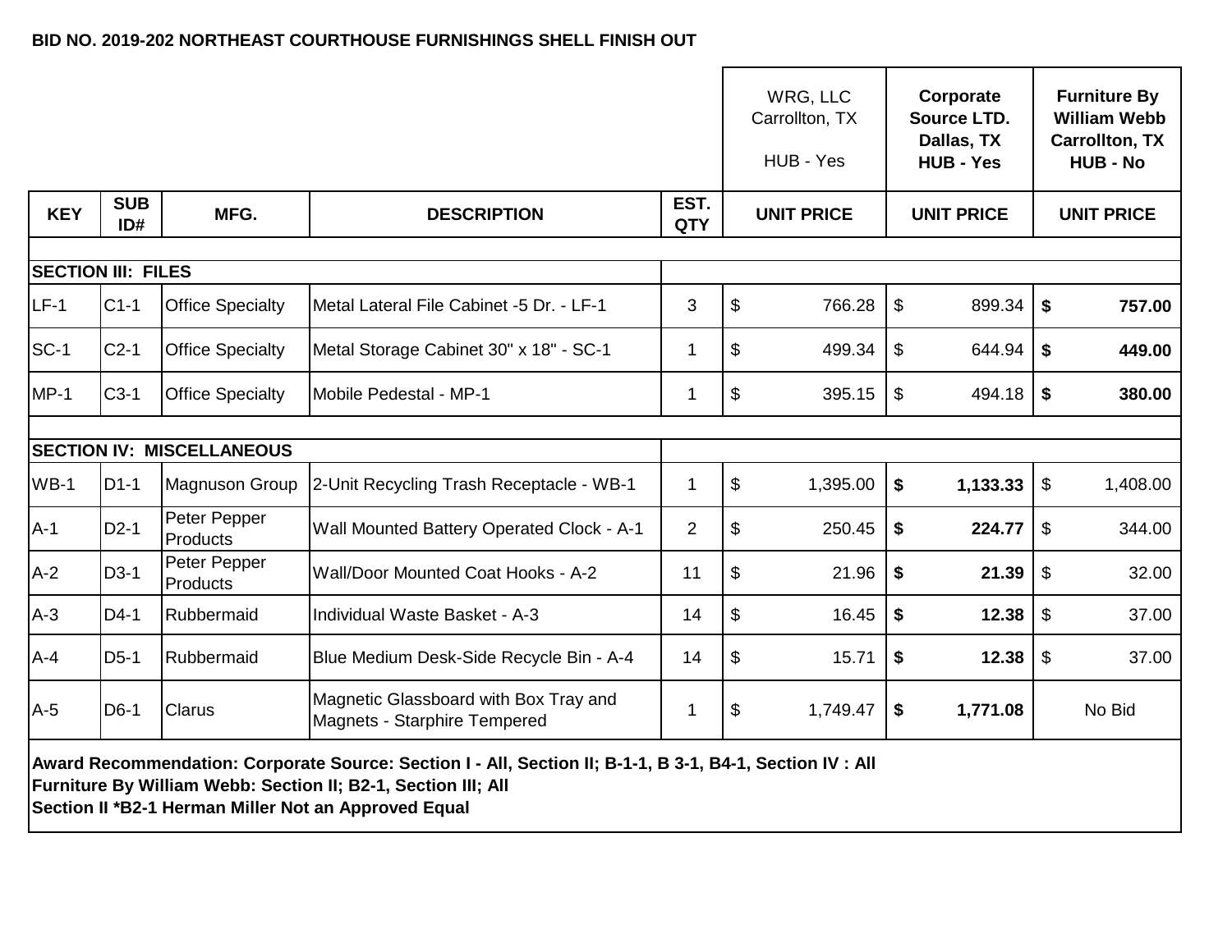**BID NO. 2019-202 NORTHEAST COURTHOUSE FURNISHINGS SHELL FINISH OUT**

| KEY | SUB ID# | MFG. | DESCRIPTION | EST. QTY | WRG, LLC Carrollton, TX HUB - Yes UNIT PRICE | **Corporate Source LTD. Dallas, TX HUB - Yes** UNIT PRICE | **Furniture By William Webb Carrollton, TX HUB - No** UNIT PRICE |
|---|---|---|---|---|---|---|---|
| **SECTION III: FILES** | | | | | | | |
| LF-1 | C1-1 | Office Specialty | Metal Lateral File Cabinet -5 Dr. - LF-1 | 3 | $ 766.28 | $ 899.34 | **$ 757.00** |
| SC-1 | C2-1 | Office Specialty | Metal Storage Cabinet 30" x 18" - SC-1 | 1 | $ 499.34 | $ 644.94 | **$ 449.00** |
| MP-1 | C3-1 | Office Specialty | Mobile Pedestal - MP-1 | 1 | $ 395.15 | $ 494.18 | **$ 380.00** |
| **SECTION IV: MISCELLANEOUS** | | | | | | | |
| WB-1 | D1-1 | Magnuson Group | 2-Unit Recycling Trash Receptacle - WB-1 | 1 | $ 1,395.00 | **$ 1,133.33** | $ 1,408.00 |
| A-1 | D2-1 | Peter Pepper Products | Wall Mounted Battery Operated Clock - A-1 | 2 | $ 250.45 | **$ 224.77** | $ 344.00 |
| A-2 | D3-1 | Peter Pepper Products | Wall/Door Mounted Coat Hooks - A-2 | 11 | $ 21.96 | **$ 21.39** | $ 32.00 |
| A-3 | D4-1 | Rubbermaid | Individual Waste Basket - A-3 | 14 | $ 16.45 | **$ 12.38** | $ 37.00 |
| A-4 | D5-1 | Rubbermaid | Blue Medium Desk-Side Recycle Bin - A-4 | 14 | $ 15.71 | **$ 12.38** | $ 37.00 |
| A-5 | D6-1 | Clarus | Magnetic Glassboard with Box Tray and Magnets - Starphire Tempered | 1 | $ 1,749.47 | **$ 1,771.08** | No Bid |

**Award Recommendation: Corporate Source: Section I - All, Section II; B-1-1, B 3-1, B4-1, Section IV : All**
**Furniture By William Webb: Section II; B2-1, Section III; All**
**Section II *B2-1 Herman Miller Not an Approved Equal**